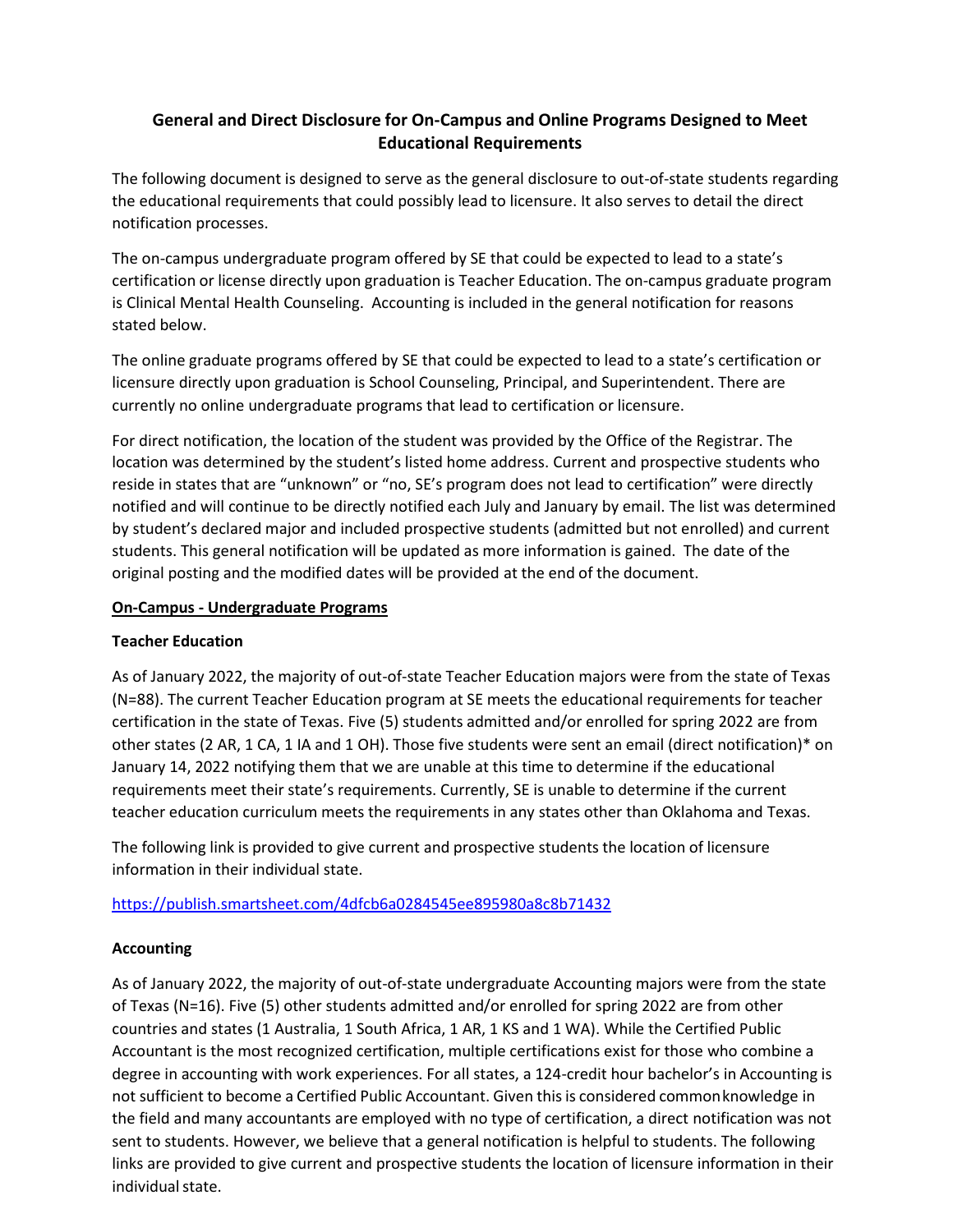# General and Direct Disclosure for On-Campus and Online Programs Designed to Meet Educational Requirements

The following document is designed to serve as the general disclosure to out-of-state students regarding the educational requirements that could possibly lead to licensure. It also serves to detail the direct notification processes.

The on-campus undergraduate program offered by SE that could be expected to lead to a state's certification or license directly upon graduation is Teacher Education. The on-campus graduate program is Clinical Mental Health Counseling. Accounting is included in the general notification for reasons stated below.

The online graduate programs offered by SE that could be expected to lead to a state's certification or licensure directly upon graduation is School Counseling, Principal, and Superintendent. There are currently no online undergraduate programs that lead to certification or licensure.

For direct notification, the location of the student was provided by the Office of the Registrar. The location was determined by the student's listed home address. Current and prospective students who reside in states that are "unknown" or "no, SE's program does not lead to certification" were directly notified and will continue to be directly notified each July and January by email. The list was determined by student's declared major and included prospective students (admitted but not enrolled) and current students. This general notification will be updated as more information is gained. The date of the original posting and the modified dates will be provided at the end of the document.

## On-Campus - Undergraduate Programs

### Teacher Education

As of January 2022, the majority of out-of-state Teacher Education majors were from the state of Texas (N=88). The current Teacher Education program at SE meets the educational requirements for teacher certification in the state of Texas. Five (5) students admitted and/or enrolled for spring 2022 are from other states (2 AR, 1 CA, 1 IA and 1 OH). Those five students were sent an email (direct notification)* on January 14, 2022 notifying them that we are unable at this time to determine if the educational requirements meet their state's requirements. Currently, SE is unable to determine if the current teacher education curriculum meets the requirements in any states other than Oklahoma and Texas.

The following link is provided to give current and prospective students the location of licensure information in their individual state.

https://publish.smartsheet.com/4dfcb6a0284545ee895980a8c8b71432

### Accounting

As of January 2022, the majority of out-of-state undergraduate Accounting majors were from the state of Texas (N=16). Five (5) other students admitted and/or enrolled for spring 2022 are from other countries and states (1 Australia, 1 South Africa, 1 AR, 1 KS and 1 WA). While the Certified Public Accountant is the most recognized certification, multiple certifications exist for those who combine a degree in accounting with work experiences. For all states, a 124-credit hour bachelor's in Accounting is not sufficient to become a Certified Public Accountant. Given this is considered common knowledge in the field and many accountants are employed with no type of certification, a direct notification was not sent to students. However, we believe that a general notification is helpful to students. The following links are provided to give current and prospective students the location of licensure information in their individual state.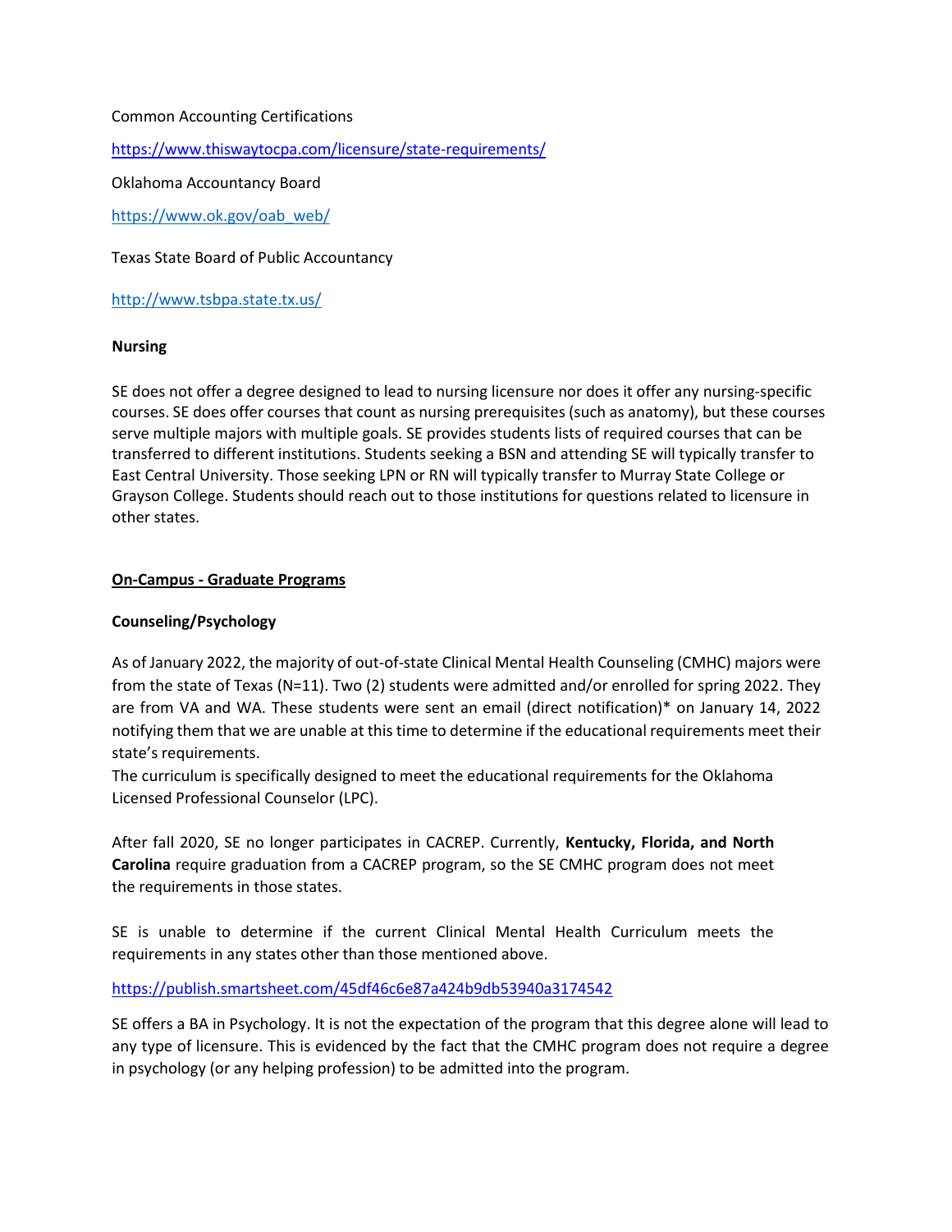Common Accounting Certifications

https://www.thiswaytocpa.com/licensure/state-requirements/

Oklahoma Accountancy Board

https://www.ok.gov/oab_web/

Texas State Board of Public Accountancy

http://www.tsbpa.state.tx.us/

**Nursing**

SE does not offer a degree designed to lead to nursing licensure nor does it offer any nursing-specific courses. SE does offer courses that count as nursing prerequisites (such as anatomy), but these courses serve multiple majors with multiple goals. SE provides students lists of required courses that can be transferred to different institutions. Students seeking a BSN and attending SE will typically transfer to East Central University. Those seeking LPN or RN will typically transfer to Murray State College or Grayson College. Students should reach out to those institutions for questions related to licensure in other states.

**On-Campus - Graduate Programs**

**Counseling/Psychology**

As of January 2022, the majority of out-of-state Clinical Mental Health Counseling (CMHC) majors were from the state of Texas (N=11). Two (2) students were admitted and/or enrolled for spring 2022. They are from VA and WA. These students were sent an email (direct notification)* on January 14, 2022 notifying them that we are unable at this time to determine if the educational requirements meet their state's requirements.
The curriculum is specifically designed to meet the educational requirements for the Oklahoma Licensed Professional Counselor (LPC).

After fall 2020, SE no longer participates in CACREP. Currently, **Kentucky, Florida, and North Carolina** require graduation from a CACREP program, so the SE CMHC program does not meet the requirements in those states.

SE is unable to determine if the current Clinical Mental Health Curriculum meets the requirements in any states other than those mentioned above.

https://publish.smartsheet.com/45df46c6e87a424b9db53940a3174542

SE offers a BA in Psychology. It is not the expectation of the program that this degree alone will lead to any type of licensure. This is evidenced by the fact that the CMHC program does not require a degree in psychology (or any helping profession) to be admitted into the program.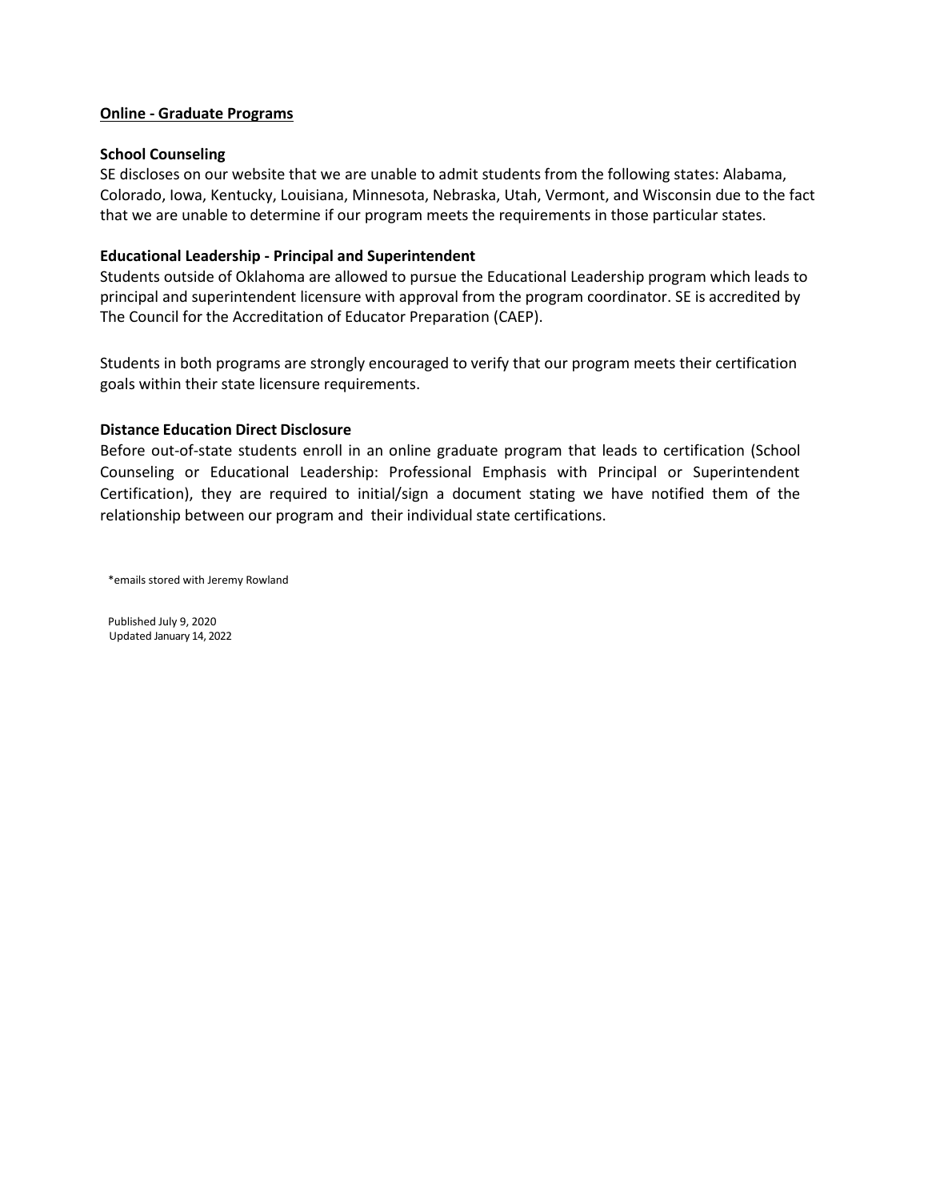## Online - Graduate Programs

### School Counseling

SE discloses on our website that we are unable to admit students from the following states: Alabama, Colorado, Iowa, Kentucky, Louisiana, Minnesota, Nebraska, Utah, Vermont, and Wisconsin due to the fact that we are unable to determine if our program meets the requirements in those particular states.

### Educational Leadership - Principal and Superintendent

Students outside of Oklahoma are allowed to pursue the Educational Leadership program which leads to principal and superintendent licensure with approval from the program coordinator. SE is accredited by The Council for the Accreditation of Educator Preparation (CAEP).

Students in both programs are strongly encouraged to verify that our program meets their certification goals within their state licensure requirements.

### Distance Education Direct Disclosure

Before out-of-state students enroll in an online graduate program that leads to certification (School Counseling or Educational Leadership: Professional Emphasis with Principal or Superintendent Certification), they are required to initial/sign a document stating we have notified them of the relationship between our program and their individual state certifications.

*emails stored with Jeremy Rowland

Published July 9, 2020
Updated January 14, 2022